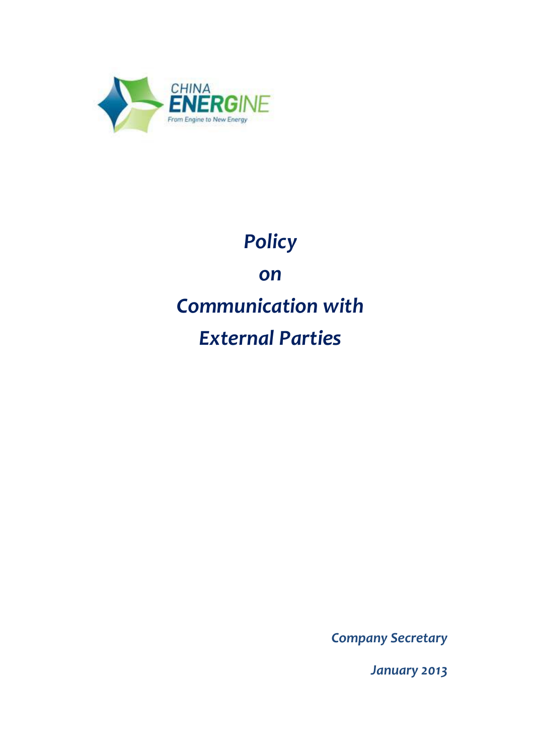CHINA ENERGINE

From Engine to New Energy

# *Policy on Communication with External Parties*

***Company Secretary***

***January 2013***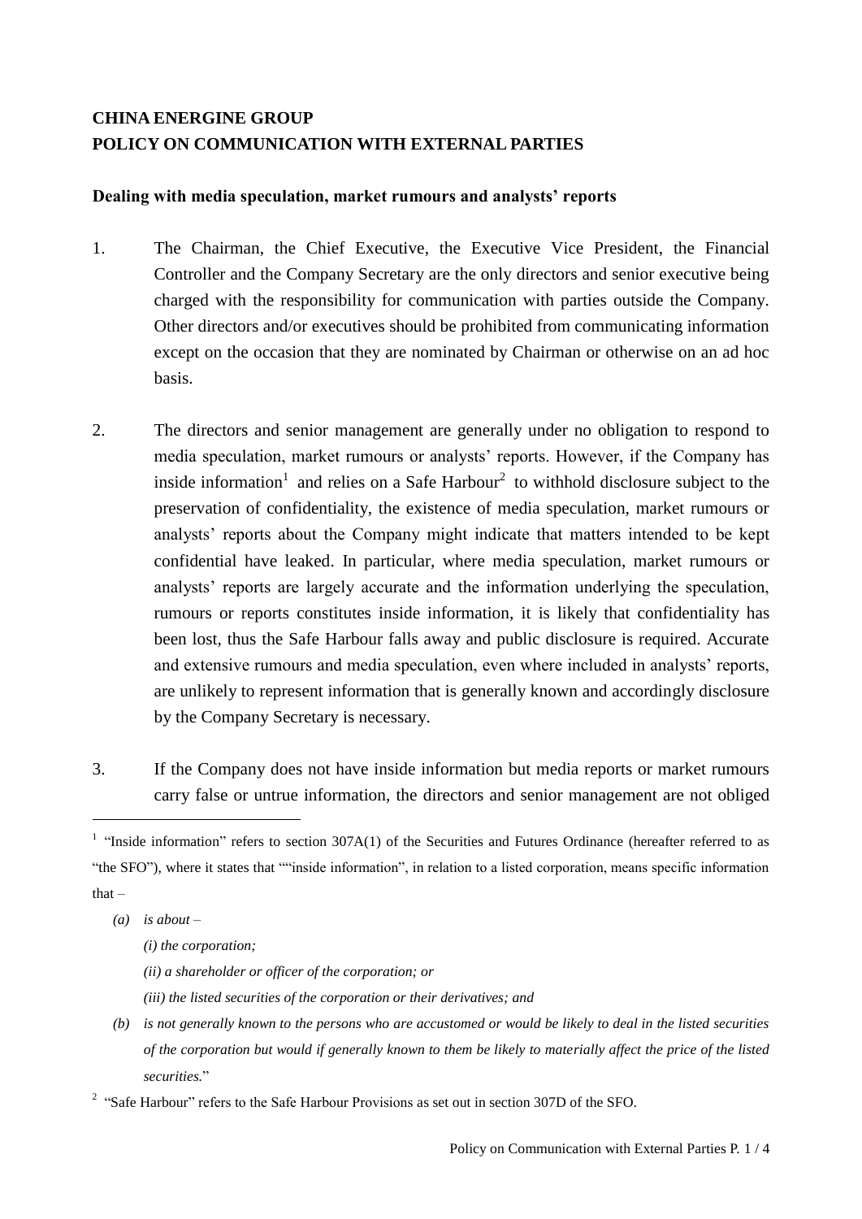**CHINA ENERGINE GROUP**
**POLICY ON COMMUNICATION WITH EXTERNAL PARTIES**

**Dealing with media speculation, market rumours and analysts' reports**

1. The Chairman, the Chief Executive, the Executive Vice President, the Financial Controller and the Company Secretary are the only directors and senior executive being charged with the responsibility for communication with parties outside the Company. Other directors and/or executives should be prohibited from communicating information except on the occasion that they are nominated by Chairman or otherwise on an ad hoc basis.

2. The directors and senior management are generally under no obligation to respond to media speculation, market rumours or analysts' reports. However, if the Company has inside information[1] and relies on a Safe Harbour[2] to withhold disclosure subject to the preservation of confidentiality, the existence of media speculation, market rumours or analysts' reports about the Company might indicate that matters intended to be kept confidential have leaked. In particular, where media speculation, market rumours or analysts' reports are largely accurate and the information underlying the speculation, rumours or reports constitutes inside information, it is likely that confidentiality has been lost, thus the Safe Harbour falls away and public disclosure is required. Accurate and extensive rumours and media speculation, even where included in analysts' reports, are unlikely to represent information that is generally known and accordingly disclosure by the Company Secretary is necessary.

3. If the Company does not have inside information but media reports or market rumours carry false or untrue information, the directors and senior management are not obliged

---

[1] "Inside information" refers to section 307A(1) of the Securities and Futures Ordinance (hereafter referred to as "the SFO"), where it states that ""inside information", in relation to a listed corporation, means specific information that –

*(a) is about –*

*(i) the corporation;*

*(ii) a shareholder or officer of the corporation; or*

*(iii) the listed securities of the corporation or their derivatives; and*

*(b) is not generally known to the persons who are accustomed or would be likely to deal in the listed securities of the corporation but would if generally known to them be likely to materially affect the price of the listed securities.*"

[2] "Safe Harbour" refers to the Safe Harbour Provisions as set out in section 307D of the SFO.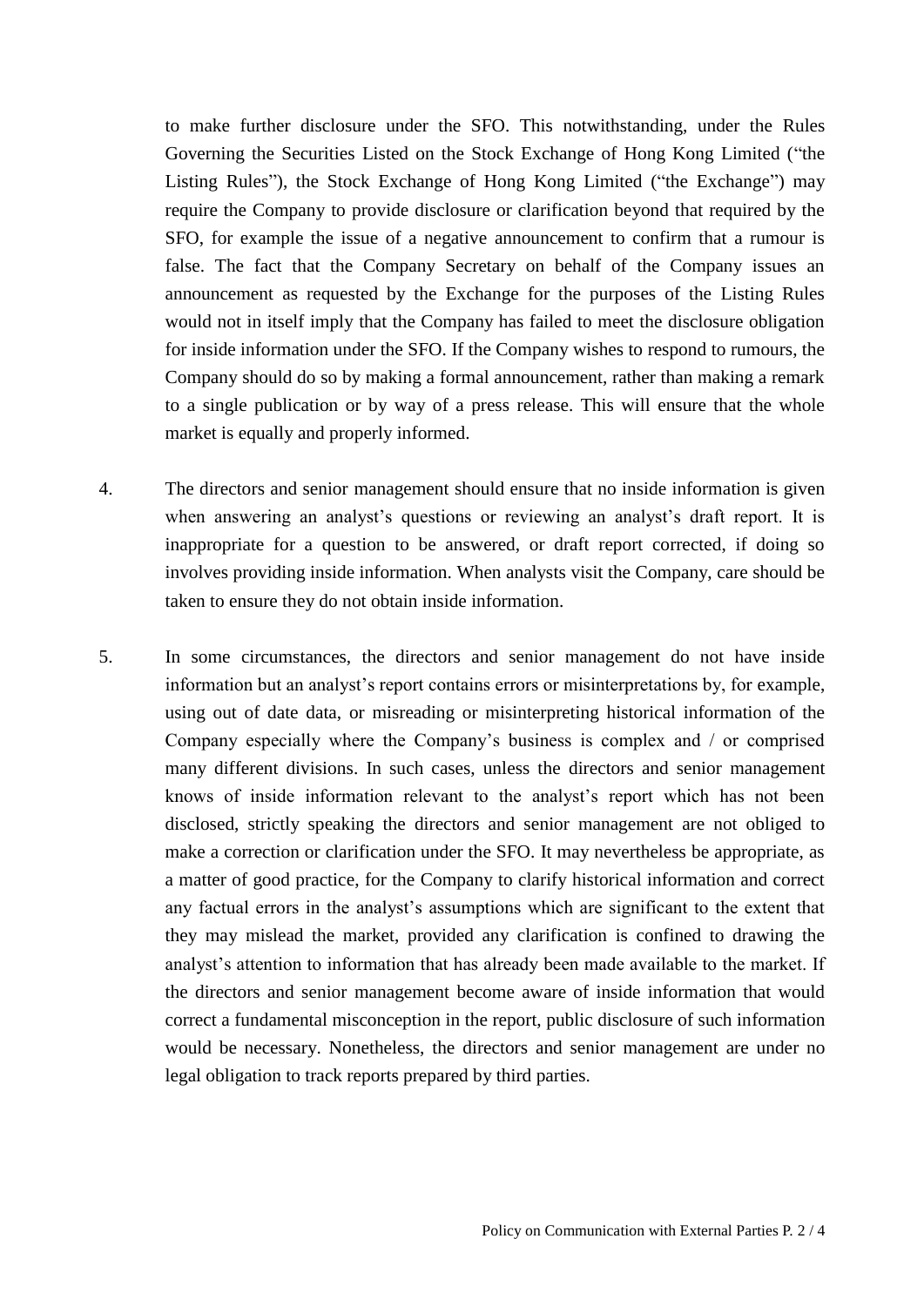to make further disclosure under the SFO. This notwithstanding, under the Rules Governing the Securities Listed on the Stock Exchange of Hong Kong Limited ("the Listing Rules"), the Stock Exchange of Hong Kong Limited ("the Exchange") may require the Company to provide disclosure or clarification beyond that required by the SFO, for example the issue of a negative announcement to confirm that a rumour is false. The fact that the Company Secretary on behalf of the Company issues an announcement as requested by the Exchange for the purposes of the Listing Rules would not in itself imply that the Company has failed to meet the disclosure obligation for inside information under the SFO. If the Company wishes to respond to rumours, the Company should do so by making a formal announcement, rather than making a remark to a single publication or by way of a press release. This will ensure that the whole market is equally and properly informed.

4. The directors and senior management should ensure that no inside information is given when answering an analyst's questions or reviewing an analyst's draft report. It is inappropriate for a question to be answered, or draft report corrected, if doing so involves providing inside information. When analysts visit the Company, care should be taken to ensure they do not obtain inside information.

5. In some circumstances, the directors and senior management do not have inside information but an analyst's report contains errors or misinterpretations by, for example, using out of date data, or misreading or misinterpreting historical information of the Company especially where the Company's business is complex and / or comprised many different divisions. In such cases, unless the directors and senior management knows of inside information relevant to the analyst's report which has not been disclosed, strictly speaking the directors and senior management are not obliged to make a correction or clarification under the SFO. It may nevertheless be appropriate, as a matter of good practice, for the Company to clarify historical information and correct any factual errors in the analyst's assumptions which are significant to the extent that they may mislead the market, provided any clarification is confined to drawing the analyst's attention to information that has already been made available to the market. If the directors and senior management become aware of inside information that would correct a fundamental misconception in the report, public disclosure of such information would be necessary. Nonetheless, the directors and senior management are under no legal obligation to track reports prepared by third parties.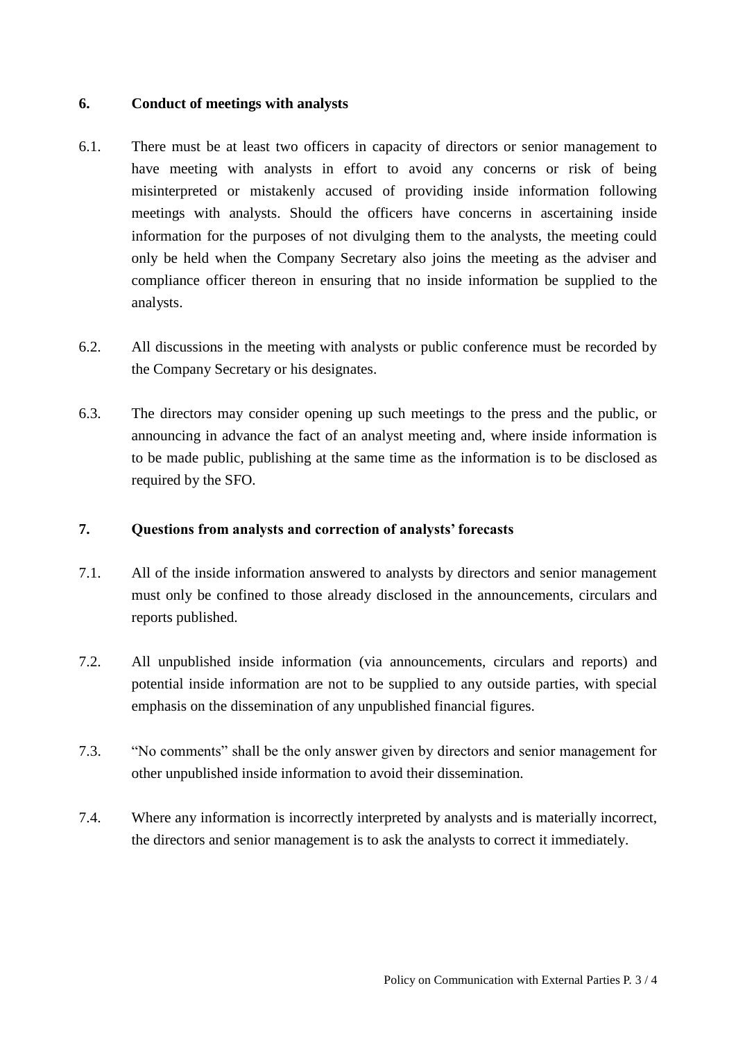## 6. Conduct of meetings with analysts

6.1. There must be at least two officers in capacity of directors or senior management to have meeting with analysts in effort to avoid any concerns or risk of being misinterpreted or mistakenly accused of providing inside information following meetings with analysts. Should the officers have concerns in ascertaining inside information for the purposes of not divulging them to the analysts, the meeting could only be held when the Company Secretary also joins the meeting as the adviser and compliance officer thereon in ensuring that no inside information be supplied to the analysts.

6.2. All discussions in the meeting with analysts or public conference must be recorded by the Company Secretary or his designates.

6.3. The directors may consider opening up such meetings to the press and the public, or announcing in advance the fact of an analyst meeting and, where inside information is to be made public, publishing at the same time as the information is to be disclosed as required by the SFO.

## 7. Questions from analysts and correction of analysts' forecasts

7.1. All of the inside information answered to analysts by directors and senior management must only be confined to those already disclosed in the announcements, circulars and reports published.

7.2. All unpublished inside information (via announcements, circulars and reports) and potential inside information are not to be supplied to any outside parties, with special emphasis on the dissemination of any unpublished financial figures.

7.3. "No comments" shall be the only answer given by directors and senior management for other unpublished inside information to avoid their dissemination.

7.4. Where any information is incorrectly interpreted by analysts and is materially incorrect, the directors and senior management is to ask the analysts to correct it immediately.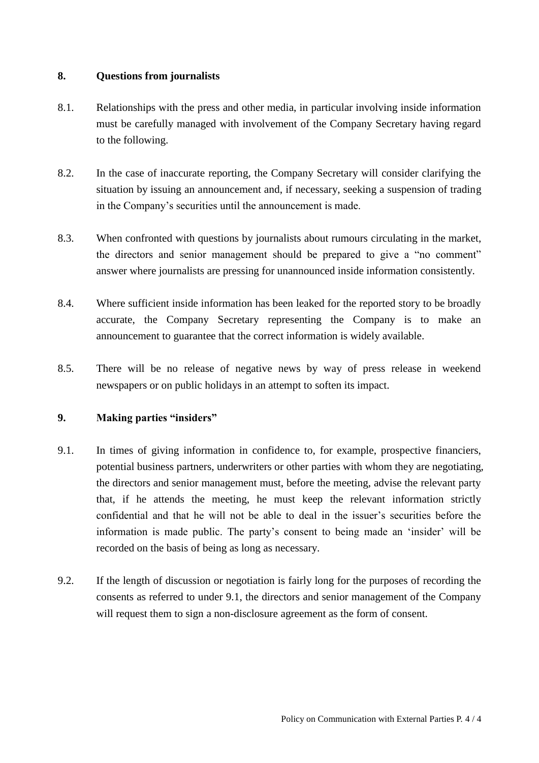## 8. Questions from journalists

8.1. Relationships with the press and other media, in particular involving inside information must be carefully managed with involvement of the Company Secretary having regard to the following.

8.2. In the case of inaccurate reporting, the Company Secretary will consider clarifying the situation by issuing an announcement and, if necessary, seeking a suspension of trading in the Company's securities until the announcement is made.

8.3. When confronted with questions by journalists about rumours circulating in the market, the directors and senior management should be prepared to give a "no comment" answer where journalists are pressing for unannounced inside information consistently.

8.4. Where sufficient inside information has been leaked for the reported story to be broadly accurate, the Company Secretary representing the Company is to make an announcement to guarantee that the correct information is widely available.

8.5. There will be no release of negative news by way of press release in weekend newspapers or on public holidays in an attempt to soften its impact.

## 9. Making parties "insiders"

9.1. In times of giving information in confidence to, for example, prospective financiers, potential business partners, underwriters or other parties with whom they are negotiating, the directors and senior management must, before the meeting, advise the relevant party that, if he attends the meeting, he must keep the relevant information strictly confidential and that he will not be able to deal in the issuer's securities before the information is made public. The party's consent to being made an 'insider' will be recorded on the basis of being as long as necessary.

9.2. If the length of discussion or negotiation is fairly long for the purposes of recording the consents as referred to under 9.1, the directors and senior management of the Company will request them to sign a non-disclosure agreement as the form of consent.